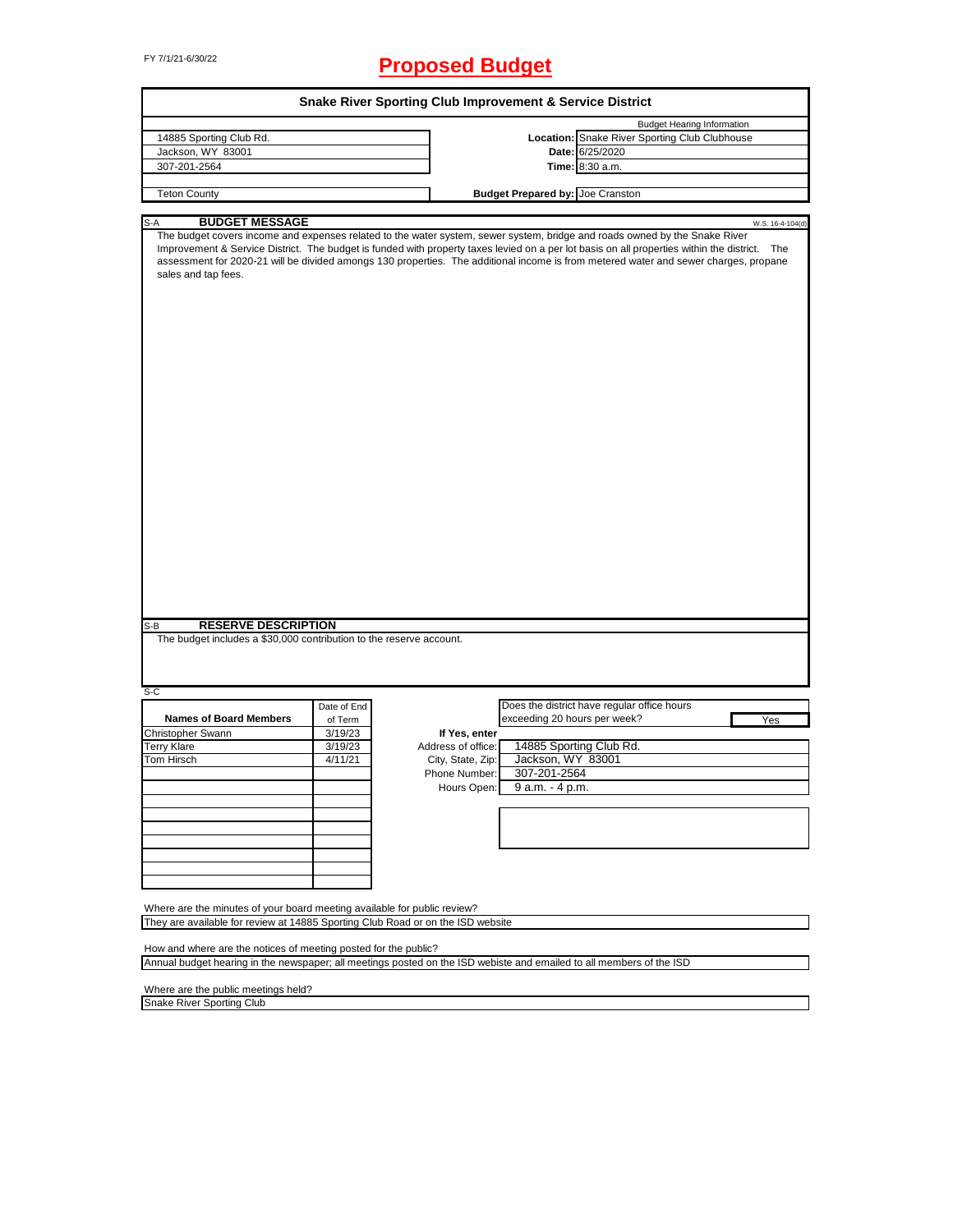FY 7/1/21-6/30/22

# Proposed Budget

## Snake River Sporting Club Improvement & Service District

| | | |
|---|---|---|
| 14885 Sporting Club Rd. | | **Budget Hearing Information** |
| Jackson, WY 83001 | **Location:** | Snake River Sporting Club Clubhouse |
| 307-201-2564 | **Date:** | 6/25/2020 |
| | **Time:** | 8:30 a.m. |
| Teton County | **Budget Prepared by:** | Joe Cranston |

### S-A BUDGET MESSAGE

W.S. 16-4-104(d)

The budget covers income and expenses related to the water system, sewer system, bridge and roads owned by the Snake River Improvement & Service District. The budget is funded with property taxes levied on a per lot basis on all properties within the district. The assessment for 2020-21 will be divided amongs 130 properties. The additional income is from metered water and sewer charges, propane sales and tap fees.

### S-B RESERVE DESCRIPTION

The budget includes a $30,000 contribution to the reserve account.

### S-C

| Names of Board Members | Date of End of Term |
|---|---|
| Christopher Swann | 3/19/23 |
| Terry Klare | 3/19/23 |
| Tom Hirsch | 4/11/21 |

Does the district have regular office hours exceeding 20 hours per week? **Yes**

**If Yes, enter**

| | |
|---|---|
| Address of office: | 14885 Sporting Club Rd. |
| City, State, Zip: | Jackson, WY 83001 |
| Phone Number: | 307-201-2564 |
| Hours Open: | 9 a.m. - 4 p.m. |

Where are the minutes of your board meeting available for public review?
They are available for review at 14885 Sporting Club Road or on the ISD website

How and where are the notices of meeting posted for the public?
Annual budget hearing in the newspaper; all meetings posted on the ISD webiste and emailed to all members of the ISD

Where are the public meetings held?
Snake River Sporting Club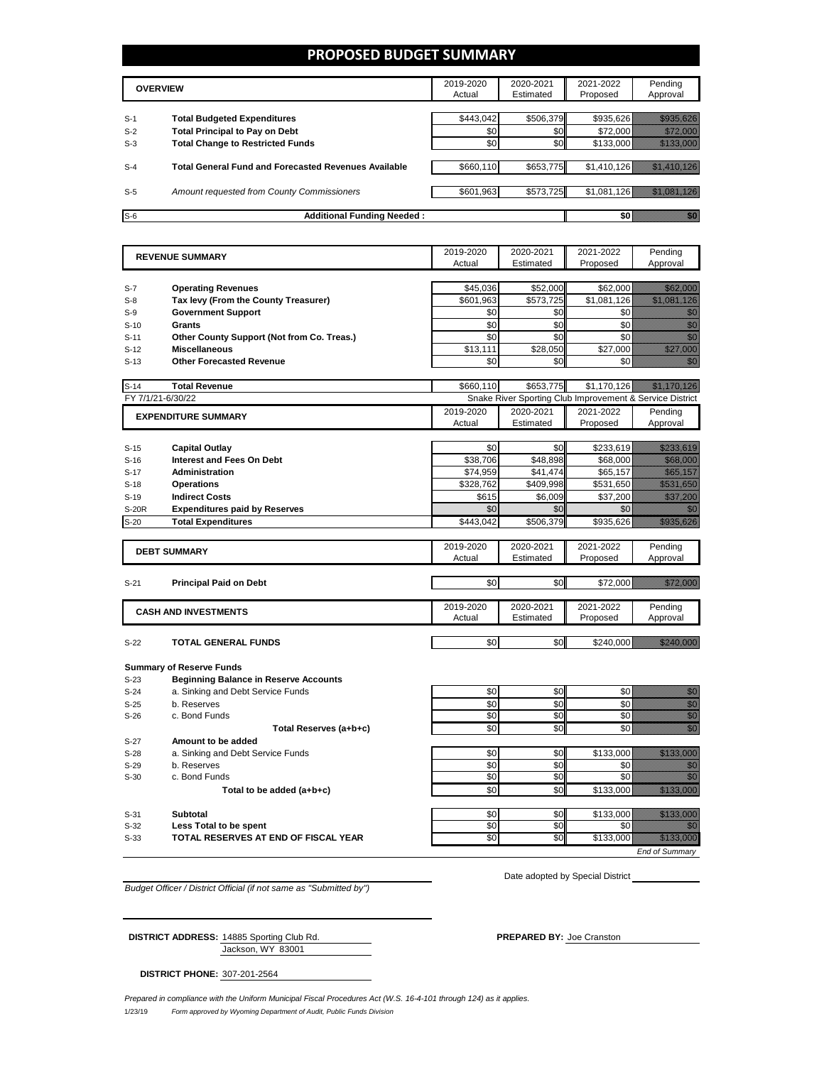# PROPOSED BUDGET SUMMARY

| | OVERVIEW | 2019-2020 Actual | 2020-2021 Estimated | 2021-2022 Proposed | Pending Approval |
|---|---|---|---|---|---|
| S-1 | **Total Budgeted Expenditures** | $443,042 | $506,379 | $935,626 | $935,626 |
| S-2 | **Total Principal to Pay on Debt** | $0 | $0 | $72,000 | $72,000 |
| S-3 | **Total Change to Restricted Funds** | $0 | $0 | $133,000 | $133,000 |
| S-4 | **Total General Fund and Forecasted Revenues Available** | $660,110 | $653,775 | $1,410,126 | $1,410,126 |
| S-5 | *Amount requested from County Commissioners* | $601,963 | $573,725 | $1,081,126 | $1,081,126 |
| S-6 | **Additional Funding Needed :** | | | $0 | $0 |

| | REVENUE SUMMARY | 2019-2020 Actual | 2020-2021 Estimated | 2021-2022 Proposed | Pending Approval |
|---|---|---|---|---|---|
| S-7 | **Operating Revenues** | $45,036 | $52,000 | $62,000 | $62,000 |
| S-8 | **Tax levy (From the County Treasurer)** | $601,963 | $573,725 | $1,081,126 | $1,081,126 |
| S-9 | **Government Support** | $0 | $0 | $0 | $0 |
| S-10 | **Grants** | $0 | $0 | $0 | $0 |
| S-11 | **Other County Support (Not from Co. Treas.)** | $0 | $0 | $0 | $0 |
| S-12 | **Miscellaneous** | $13,111 | $28,050 | $27,000 | $27,000 |
| S-13 | **Other Forecasted Revenue** | $0 | $0 | $0 | $0 |
| S-14 | **Total Revenue** | $660,110 | $653,775 | $1,170,126 | $1,170,126 |

FY 7/1/21-6/30/22 — Snake River Sporting Club Improvement & Service District

| | EXPENDITURE SUMMARY | 2019-2020 Actual | 2020-2021 Estimated | 2021-2022 Proposed | Pending Approval |
|---|---|---|---|---|---|
| S-15 | **Capital Outlay** | $0 | $0 | $233,619 | $233,619 |
| S-16 | **Interest and Fees On Debt** | $38,706 | $48,898 | $68,000 | $68,000 |
| S-17 | **Administration** | $74,959 | $41,474 | $65,157 | $65,157 |
| S-18 | **Operations** | $328,762 | $409,998 | $531,650 | $531,650 |
| S-19 | **Indirect Costs** | $615 | $6,009 | $37,200 | $37,200 |
| S-20R | **Expenditures paid by Reserves** | $0 | $0 | $0 | $0 |
| S-20 | **Total Expenditures** | $443,042 | $506,379 | $935,626 | $935,626 |

| | DEBT SUMMARY | 2019-2020 Actual | 2020-2021 Estimated | 2021-2022 Proposed | Pending Approval |
|---|---|---|---|---|---|
| S-21 | **Principal Paid on Debt** | $0 | $0 | $72,000 | $72,000 |

| | CASH AND INVESTMENTS | 2019-2020 Actual | 2020-2021 Estimated | 2021-2022 Proposed | Pending Approval |
|---|---|---|---|---|---|
| S-22 | **TOTAL GENERAL FUNDS** | $0 | $0 | $240,000 | $240,000 |

**Summary of Reserve Funds**

| | | 2019-2020 Actual | 2020-2021 Estimated | 2021-2022 Proposed | Pending Approval |
|---|---|---|---|---|---|
| S-23 | **Beginning Balance in Reserve Accounts** | | | | |
| S-24 | a. Sinking and Debt Service Funds | $0 | $0 | $0 | $0 |
| S-25 | b. Reserves | $0 | $0 | $0 | $0 |
| S-26 | c. Bond Funds | $0 | $0 | $0 | $0 |
| | **Total Reserves (a+b+c)** | $0 | $0 | $0 | $0 |
| S-27 | **Amount to be added** | | | | |
| S-28 | a. Sinking and Debt Service Funds | $0 | $0 | $133,000 | $133,000 |
| S-29 | b. Reserves | $0 | $0 | $0 | $0 |
| S-30 | c. Bond Funds | $0 | $0 | $0 | $0 |
| | **Total to be added (a+b+c)** | $0 | $0 | $133,000 | $133,000 |
| S-31 | **Subtotal** | $0 | $0 | $133,000 | $133,000 |
| S-32 | **Less Total to be spent** | $0 | $0 | $0 | $0 |
| S-33 | **TOTAL RESERVES AT END OF FISCAL YEAR** | $0 | $0 | $133,000 | $133,000 |

*End of Summary*

*Budget Officer / District Official (if not same as "Submitted by")*

Date adopted by Special District

**DISTRICT ADDRESS:** 14885 Sporting Club Rd.
Jackson, WY 83001

**PREPARED BY:** Joe Cranston

**DISTRICT PHONE:** 307-201-2564

*Prepared in compliance with the Uniform Municipal Fiscal Procedures Act (W.S. 16-4-101 through 124) as it applies.*

1/23/19 *Form approved by Wyoming Department of Audit, Public Funds Division*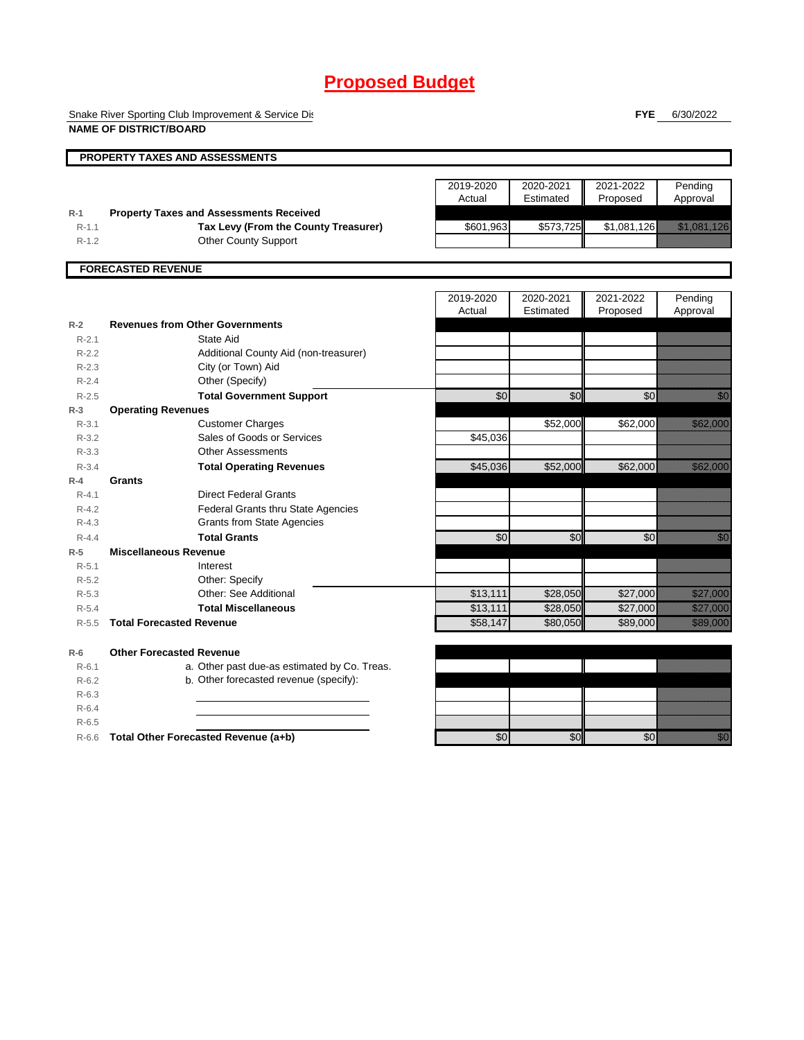# Proposed Budget

Snake River Sporting Club Improvement & Service Dis

**NAME OF DISTRICT/BOARD**

**FYE** 6/30/2022

## PROPERTY TAXES AND ASSESSMENTS

| | | 2019-2020 Actual | 2020-2021 Estimated | 2021-2022 Proposed | Pending Approval |
|---|---|---|---|---|---|
| R-1 | **Property Taxes and Assessments Received** | | | | |
| R-1.1 | **Tax Levy (From the County Treasurer)** | $601,963 | $573,725 | $1,081,126 | $1,081,126 |
| R-1.2 | Other County Support | | | | |

## FORECASTED REVENUE

| | | 2019-2020 Actual | 2020-2021 Estimated | 2021-2022 Proposed | Pending Approval |
|---|---|---|---|---|---|
| R-2 | **Revenues from Other Governments** | | | | |
| R-2.1 | State Aid | | | | |
| R-2.2 | Additional County Aid (non-treasurer) | | | | |
| R-2.3 | City (or Town) Aid | | | | |
| R-2.4 | Other (Specify) | | | | |
| R-2.5 | **Total Government Support** | $0 | $0 | $0 | $0 |
| R-3 | **Operating Revenues** | | | | |
| R-3.1 | Customer Charges | | $52,000 | $62,000 | $62,000 |
| R-3.2 | Sales of Goods or Services | $45,036 | | | |
| R-3.3 | Other Assessments | | | | |
| R-3.4 | **Total Operating Revenues** | $45,036 | $52,000 | $62,000 | $62,000 |
| R-4 | **Grants** | | | | |
| R-4.1 | Direct Federal Grants | | | | |
| R-4.2 | Federal Grants thru State Agencies | | | | |
| R-4.3 | Grants from State Agencies | | | | |
| R-4.4 | **Total Grants** | $0 | $0 | $0 | $0 |
| R-5 | **Miscellaneous Revenue** | | | | |
| R-5.1 | Interest | | | | |
| R-5.2 | Other: Specify | | | | |
| R-5.3 | Other: See Additional | $13,111 | $28,050 | $27,000 | $27,000 |
| R-5.4 | **Total Miscellaneous** | $13,111 | $28,050 | $27,000 | $27,000 |
| R-5.5 | **Total Forecasted Revenue** | $58,147 | $80,050 | $89,000 | $89,000 |
| R-6 | **Other Forecasted Revenue** | | | | |
| R-6.1 | a. Other past due-as estimated by Co. Treas. | | | | |
| R-6.2 | b. Other forecasted revenue (specify): | | | | |
| R-6.3 | | | | | |
| R-6.4 | | | | | |
| R-6.5 | | | | | |
| R-6.6 | **Total Other Forecasted Revenue (a+b)** | $0 | $0 | $0 | $0 |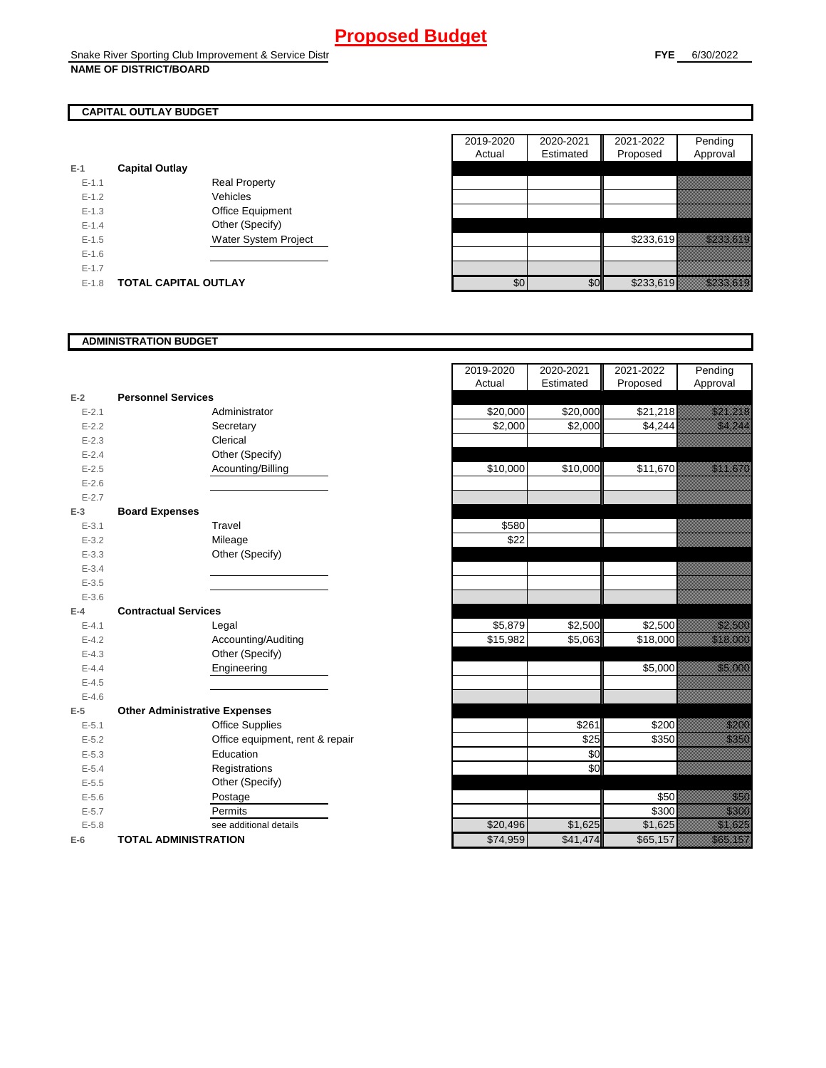# Proposed Budget

Snake River Sporting Club Improvement & Service Distr
**NAME OF DISTRICT/BOARD**

**FYE** 6/30/2022

## CAPITAL OUTLAY BUDGET

| | | | 2019-2020 Actual | 2020-2021 Estimated | 2021-2022 Proposed | Pending Approval |
|---|---|---|---|---|---|---|
| E-1 | **Capital Outlay** | | | | | |
| E-1.1 | | Real Property | | | | |
| E-1.2 | | Vehicles | | | | |
| E-1.3 | | Office Equipment | | | | |
| E-1.4 | | Other (Specify) | | | | |
| E-1.5 | | Water System Project | | | $233,619 | $233,619 |
| E-1.6 | | | | | | |
| E-1.7 | | | | | | |
| E-1.8 | **TOTAL CAPITAL OUTLAY** | | $0 | $0 | $233,619 | $233,619 |

## ADMINISTRATION BUDGET

| | | | 2019-2020 Actual | 2020-2021 Estimated | 2021-2022 Proposed | Pending Approval |
|---|---|---|---|---|---|---|
| E-2 | **Personnel Services** | | | | | |
| E-2.1 | | Administrator | $20,000 | $20,000 | $21,218 | $21,218 |
| E-2.2 | | Secretary | $2,000 | $2,000 | $4,244 | $4,244 |
| E-2.3 | | Clerical | | | | |
| E-2.4 | | Other (Specify) | | | | |
| E-2.5 | | Acounting/Billing | $10,000 | $10,000 | $11,670 | $11,670 |
| E-2.6 | | | | | | |
| E-2.7 | | | | | | |
| E-3 | **Board Expenses** | | | | | |
| E-3.1 | | Travel | $580 | | | |
| E-3.2 | | Mileage | $22 | | | |
| E-3.3 | | Other (Specify) | | | | |
| E-3.4 | | | | | | |
| E-3.5 | | | | | | |
| E-3.6 | | | | | | |
| E-4 | **Contractual Services** | | | | | |
| E-4.1 | | Legal | $5,879 | $2,500 | $2,500 | $2,500 |
| E-4.2 | | Accounting/Auditing | $15,982 | $5,063 | $18,000 | $18,000 |
| E-4.3 | | Other (Specify) | | | | |
| E-4.4 | | Engineering | | | $5,000 | $5,000 |
| E-4.5 | | | | | | |
| E-4.6 | | | | | | |
| E-5 | **Other Administrative Expenses** | | | | | |
| E-5.1 | | Office Supplies | | $261 | $200 | $200 |
| E-5.2 | | Office equipment, rent & repair | | $25 | $350 | $350 |
| E-5.3 | | Education | | $0 | | |
| E-5.4 | | Registrations | | $0 | | |
| E-5.5 | | Other (Specify) | | | | |
| E-5.6 | | Postage | | | $50 | $50 |
| E-5.7 | | Permits | | | $300 | $300 |
| E-5.8 | | see additional details | $20,496 | $1,625 | $1,625 | $1,625 |
| E-6 | **TOTAL ADMINISTRATION** | | $74,959 | $41,474 | $65,157 | $65,157 |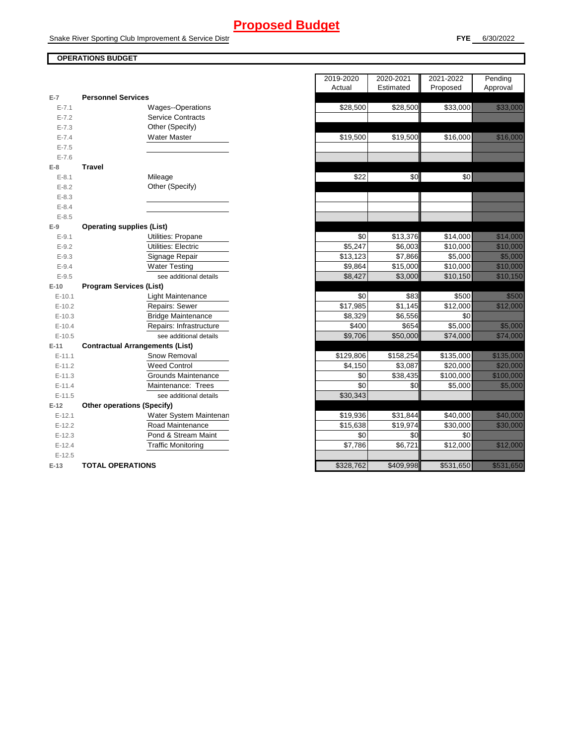# Proposed Budget

Snake River Sporting Club Improvement & Service Distr

**FYE** 6/30/2022

**OPERATIONS BUDGET**

| | | | 2019-2020 Actual | 2020-2021 Estimated | 2021-2022 Proposed | Pending Approval |
|---|---|---|---|---|---|---|
| **E-7** | **Personnel Services** | | | | | |
| E-7.1 | | Wages--Operations | $28,500 | $28,500 | $33,000 | $33,000 |
| E-7.2 | | Service Contracts | | | | |
| E-7.3 | | Other (Specify) | | | | |
| E-7.4 | | Water Master | $19,500 | $19,500 | $16,000 | $16,000 |
| E-7.5 | | | | | | |
| E-7.6 | | | | | | |
| **E-8** | **Travel** | | | | | |
| E-8.1 | | Mileage | $22 | $0 | $0 | |
| E-8.2 | | Other (Specify) | | | | |
| E-8.3 | | | | | | |
| E-8.4 | | | | | | |
| E-8.5 | | | | | | |
| **E-9** | **Operating supplies (List)** | | | | | |
| E-9.1 | | Utilities: Propane | $0 | $13,376 | $14,000 | $14,000 |
| E-9.2 | | Utilities: Electric | $5,247 | $6,003 | $10,000 | $10,000 |
| E-9.3 | | Signage Repair | $13,123 | $7,866 | $5,000 | $5,000 |
| E-9.4 | | Water Testing | $9,864 | $15,000 | $10,000 | $10,000 |
| E-9.5 | | see additional details | $8,427 | $3,000 | $10,150 | $10,150 |
| **E-10** | **Program Services (List)** | | | | | |
| E-10.1 | | Light Maintenance | $0 | $83 | $500 | $500 |
| E-10.2 | | Repairs: Sewer | $17,985 | $1,145 | $12,000 | $12,000 |
| E-10.3 | | Bridge Maintenance | $8,329 | $6,556 | $0 | |
| E-10.4 | | Repairs: Infrastructure | $400 | $654 | $5,000 | $5,000 |
| E-10.5 | | see additional details | $9,706 | $50,000 | $74,000 | $74,000 |
| **E-11** | **Contractual Arrangements (List)** | | | | | |
| E-11.1 | | Snow Removal | $129,806 | $158,254 | $135,000 | $135,000 |
| E-11.2 | | Weed Control | $4,150 | $3,087 | $20,000 | $20,000 |
| E-11.3 | | Grounds Maintenance | $0 | $38,435 | $100,000 | $100,000 |
| E-11.4 | | Maintenance: Trees | $0 | $0 | $5,000 | $5,000 |
| E-11.5 | | see additional details | $30,343 | | | |
| **E-12** | **Other operations (Specify)** | | | | | |
| E-12.1 | | Water System Maintenan | $19,936 | $31,844 | $40,000 | $40,000 |
| E-12.2 | | Road Maintenance | $15,638 | $19,974 | $30,000 | $30,000 |
| E-12.3 | | Pond & Stream Maint | $0 | $0 | $0 | |
| E-12.4 | | Traffic Monitoring | $7,786 | $6,721 | $12,000 | $12,000 |
| E-12.5 | | | | | | |
| **E-13** | **TOTAL OPERATIONS** | | $328,762 | $409,998 | $531,650 | $531,650 |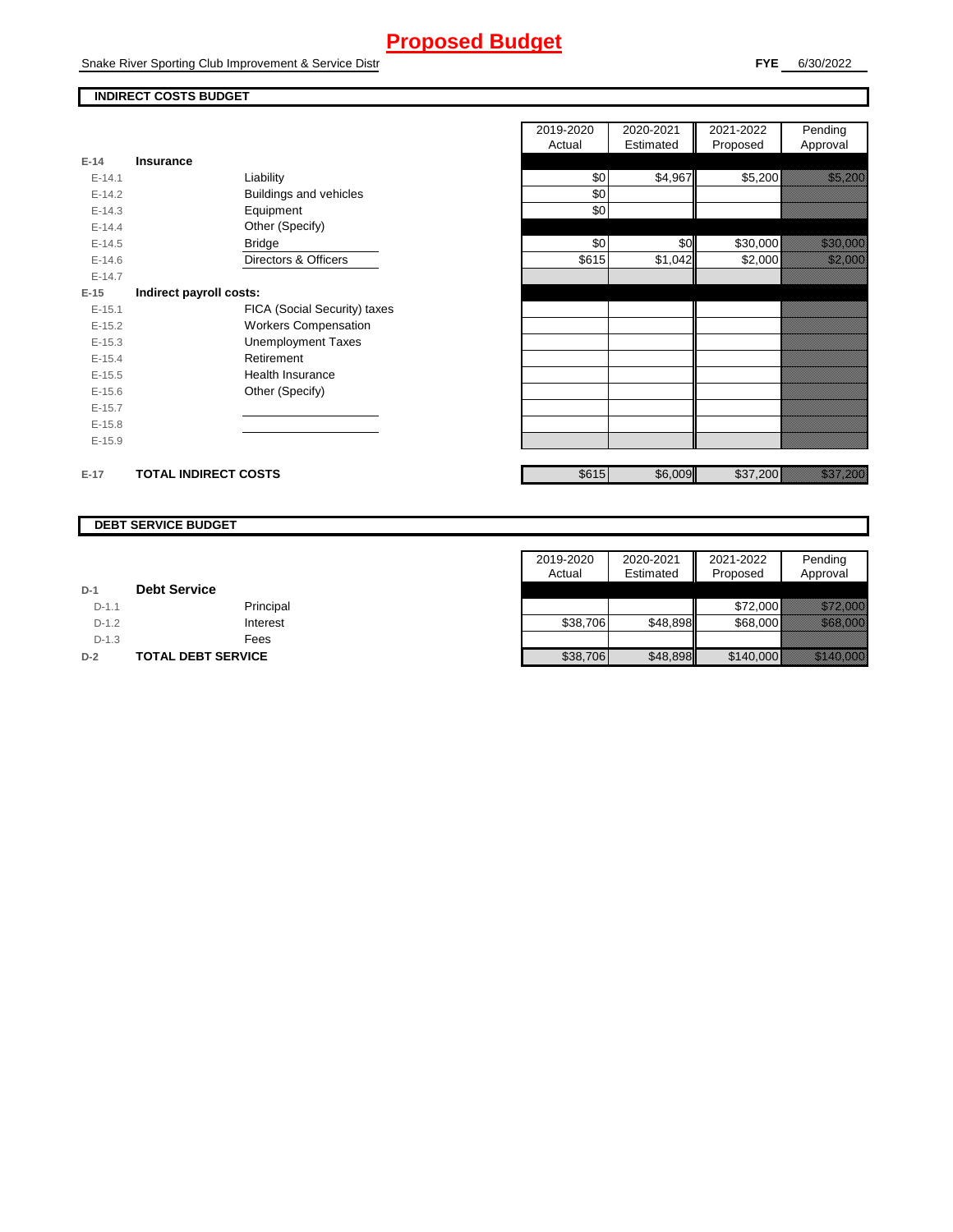# Proposed Budget

Snake River Sporting Club Improvement & Service Distr

**FYE** 6/30/2022

## INDIRECT COSTS BUDGET

| | | | 2019-2020 Actual | 2020-2021 Estimated | 2021-2022 Proposed | Pending Approval |
|---|---|---|---|---|---|---|
| **E-14** | **Insurance** | | | | | |
| E-14.1 | | Liability | $0 | $4,967 | $5,200 | $5,200 |
| E-14.2 | | Buildings and vehicles | $0 | | | |
| E-14.3 | | Equipment | $0 | | | |
| E-14.4 | | Other (Specify) | | | | |
| E-14.5 | | Bridge | $0 | $0 | $30,000 | $30,000 |
| E-14.6 | | Directors & Officers | $615 | $1,042 | $2,000 | $2,000 |
| E-14.7 | | | | | | |
| **E-15** | **Indirect payroll costs:** | | | | | |
| E-15.1 | | FICA (Social Security) taxes | | | | |
| E-15.2 | | Workers Compensation | | | | |
| E-15.3 | | Unemployment Taxes | | | | |
| E-15.4 | | Retirement | | | | |
| E-15.5 | | Health Insurance | | | | |
| E-15.6 | | Other (Specify) | | | | |
| E-15.7 | | | | | | |
| E-15.8 | | | | | | |
| E-15.9 | | | | | | |
| **E-17** | **TOTAL INDIRECT COSTS** | | $615 | $6,009 | $37,200 | $37,200 |

## DEBT SERVICE BUDGET

| | | | 2019-2020 Actual | 2020-2021 Estimated | 2021-2022 Proposed | Pending Approval |
|---|---|---|---|---|---|---|
| **D-1** | **Debt Service** | | | | | |
| D-1.1 | | Principal | | | $72,000 | $72,000 |
| D-1.2 | | Interest | $38,706 | $48,898 | $68,000 | $68,000 |
| D-1.3 | | Fees | | | | |
| **D-2** | **TOTAL DEBT SERVICE** | | $38,706 | $48,898 | $140,000 | $140,000 |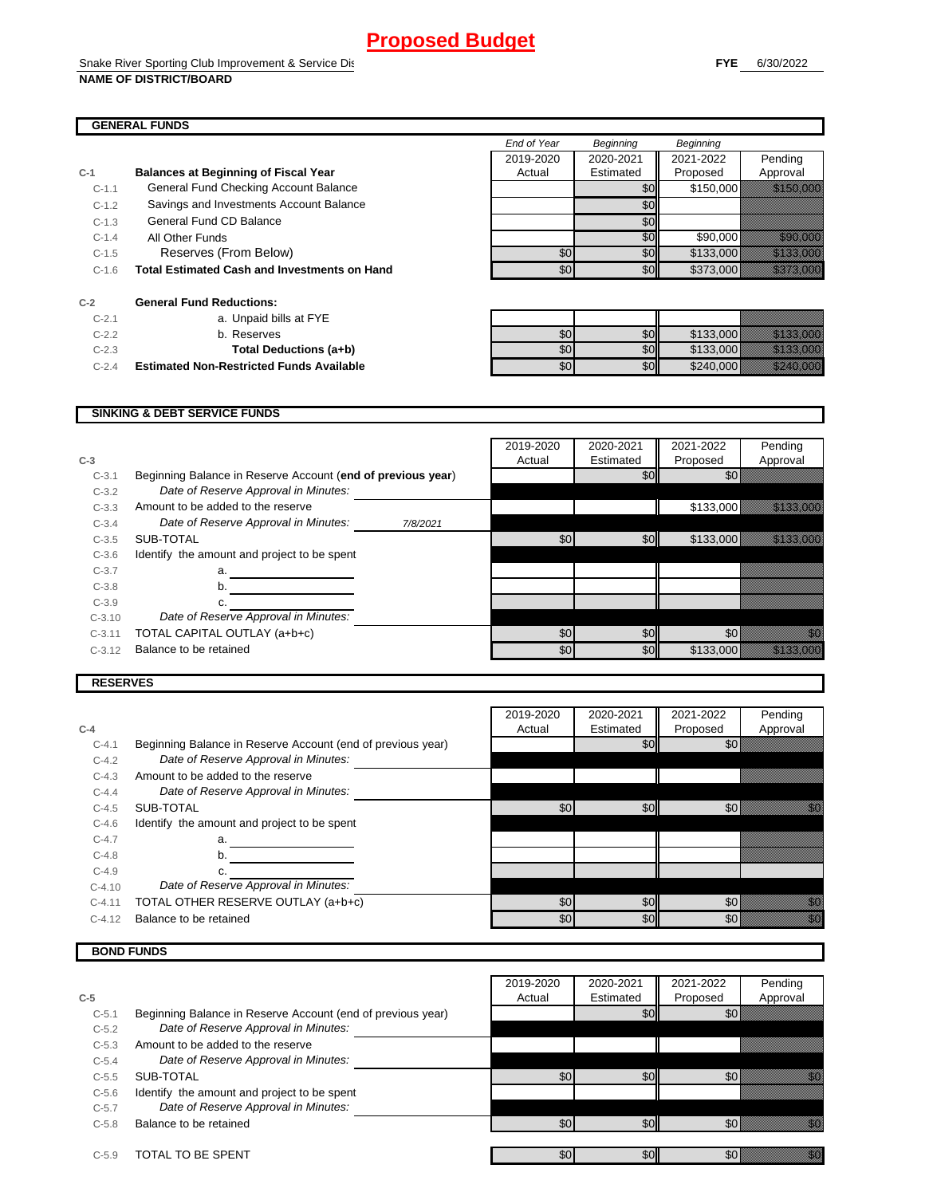# Proposed Budget

Snake River Sporting Club Improvement & Service Dis

**NAME OF DISTRICT/BOARD**

**FYE** 6/30/2022

## GENERAL FUNDS

| | | *End of Year* 2019-2020 Actual | *Beginning* 2020-2021 Estimated | *Beginning* 2021-2022 Proposed | Pending Approval |
|---|---|---|---|---|---|
| **C-1** | **Balances at Beginning of Fiscal Year** | | | | |
| C-1.1 | General Fund Checking Account Balance | | $0 | $150,000 | $150,000 |
| C-1.2 | Savings and Investments Account Balance | | $0 | | |
| C-1.3 | General Fund CD Balance | | $0 | | |
| C-1.4 | All Other Funds | | $0 | $90,000 | $90,000 |
| C-1.5 | Reserves (From Below) | $0 | $0 | $133,000 | $133,000 |
| C-1.6 | **Total Estimated Cash and Investments on Hand** | $0 | $0 | $373,000 | $373,000 |
| **C-2** | **General Fund Reductions:** | | | | |
| C-2.1 | a. Unpaid bills at FYE | | | | |
| C-2.2 | b. Reserves | $0 | $0 | $133,000 | $133,000 |
| C-2.3 | **Total Deductions (a+b)** | $0 | $0 | $133,000 | $133,000 |
| C-2.4 | **Estimated Non-Restricted Funds Available** | $0 | $0 | $240,000 | $240,000 |

## SINKING & DEBT SERVICE FUNDS

| **C-3** | | 2019-2020 Actual | 2020-2021 Estimated | 2021-2022 Proposed | Pending Approval |
|---|---|---|---|---|---|
| C-3.1 | Beginning Balance in Reserve Account (**end of previous year**) | | $0 | $0 | |
| C-3.2 | *Date of Reserve Approval in Minutes:* | | | | |
| C-3.3 | Amount to be added to the reserve | | | $133,000 | $133,000 |
| C-3.4 | *Date of Reserve Approval in Minutes:* *7/8/2021* | | | | |
| C-3.5 | SUB-TOTAL | $0 | $0 | $133,000 | $133,000 |
| C-3.6 | Identify the amount and project to be spent | | | | |
| C-3.7 | a. | | | | |
| C-3.8 | b. | | | | |
| C-3.9 | c. | | | | |
| C-3.10 | *Date of Reserve Approval in Minutes:* | | | | |
| C-3.11 | TOTAL CAPITAL OUTLAY (a+b+c) | $0 | $0 | $0 | $0 |
| C-3.12 | Balance to be retained | $0 | $0 | $133,000 | $133,000 |

## RESERVES

| **C-4** | | 2019-2020 Actual | 2020-2021 Estimated | 2021-2022 Proposed | Pending Approval |
|---|---|---|---|---|---|
| C-4.1 | Beginning Balance in Reserve Account (end of previous year) | | $0 | $0 | |
| C-4.2 | *Date of Reserve Approval in Minutes:* | | | | |
| C-4.3 | Amount to be added to the reserve | | | | |
| C-4.4 | *Date of Reserve Approval in Minutes:* | | | | |
| C-4.5 | SUB-TOTAL | $0 | $0 | $0 | $0 |
| C-4.6 | Identify the amount and project to be spent | | | | |
| C-4.7 | a. | | | | |
| C-4.8 | b. | | | | |
| C-4.9 | c. | | | | |
| C-4.10 | *Date of Reserve Approval in Minutes:* | | | | |
| C-4.11 | TOTAL OTHER RESERVE OUTLAY (a+b+c) | $0 | $0 | $0 | $0 |
| C-4.12 | Balance to be retained | $0 | $0 | $0 | $0 |

## BOND FUNDS

| **C-5** | | 2019-2020 Actual | 2020-2021 Estimated | 2021-2022 Proposed | Pending Approval |
|---|---|---|---|---|---|
| C-5.1 | Beginning Balance in Reserve Account (end of previous year) | | $0 | $0 | |
| C-5.2 | *Date of Reserve Approval in Minutes:* | | | | |
| C-5.3 | Amount to be added to the reserve | | | | |
| C-5.4 | *Date of Reserve Approval in Minutes:* | | | | |
| C-5.5 | SUB-TOTAL | $0 | $0 | $0 | $0 |
| C-5.6 | Identify the amount and project to be spent | | | | |
| C-5.7 | *Date of Reserve Approval in Minutes:* | | | | |
| C-5.8 | Balance to be retained | $0 | $0 | $0 | $0 |
| C-5.9 | TOTAL TO BE SPENT | $0 | $0 | $0 | $0 |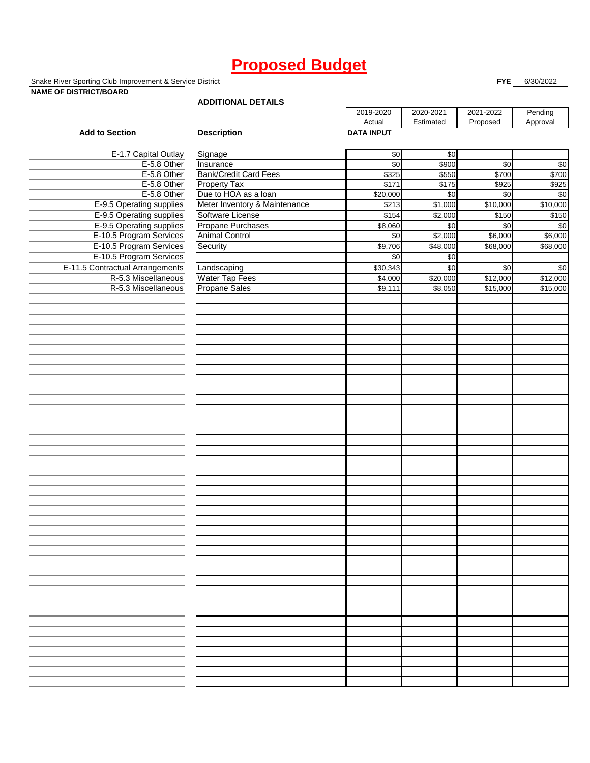# Proposed Budget

Snake River Sporting Club Improvement & Service District

**NAME OF DISTRICT/BOARD**

**FYE** 6/30/2022

**ADDITIONAL DETAILS**

| Add to Section | Description | 2019-2020 Actual | 2020-2021 Estimated | 2021-2022 Proposed | Pending Approval |
|---|---|---|---|---|---|
| | | DATA INPUT | | | |
| E-1.7 Capital Outlay | Signage | $0 | $0 | | |
| E-5.8 Other | Insurance | $0 | $900 | $0 | $0 |
| E-5.8 Other | Bank/Credit Card Fees | $325 | $550 | $700 | $700 |
| E-5.8 Other | Property Tax | $171 | $175 | $925 | $925 |
| E-5.8 Other | Due to HOA as a loan | $20,000 | $0 | $0 | $0 |
| E-9.5 Operating supplies | Meter Inventory & Maintenance | $213 | $1,000 | $10,000 | $10,000 |
| E-9.5 Operating supplies | Software License | $154 | $2,000 | $150 | $150 |
| E-9.5 Operating supplies | Propane Purchases | $8,060 | $0 | $0 | $0 |
| E-10.5 Program Services | Animal Control | $0 | $2,000 | $6,000 | $6,000 |
| E-10.5 Program Services | Security | $9,706 | $48,000 | $68,000 | $68,000 |
| E-10.5 Program Services | | $0 | $0 | | |
| E-11.5 Contractual Arrangements | Landscaping | $30,343 | $0 | $0 | $0 |
| R-5.3 Miscellaneous | Water Tap Fees | $4,000 | $20,000 | $12,000 | $12,000 |
| R-5.3 Miscellaneous | Propane Sales | $9,111 | $8,050 | $15,000 | $15,000 |